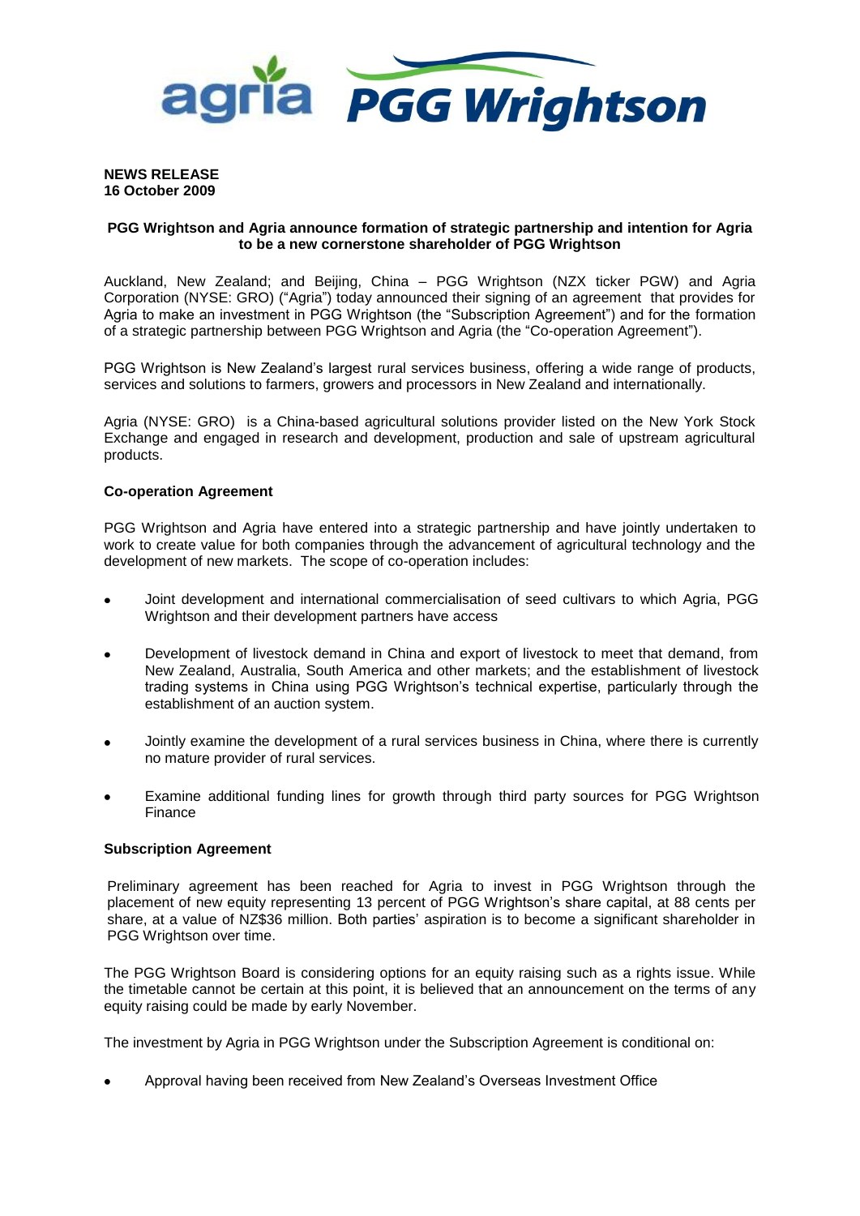**NEWS RELEASE**
**16 October 2009**

## PGG Wrightson and Agria announce formation of strategic partnership and intention for Agria to be a new cornerstone shareholder of PGG Wrightson

Auckland, New Zealand; and Beijing, China – PGG Wrightson (NZX ticker PGW) and Agria Corporation (NYSE: GRO) ("Agria") today announced their signing of an agreement that provides for Agria to make an investment in PGG Wrightson (the "Subscription Agreement") and for the formation of a strategic partnership between PGG Wrightson and Agria (the "Co-operation Agreement").

PGG Wrightson is New Zealand's largest rural services business, offering a wide range of products, services and solutions to farmers, growers and processors in New Zealand and internationally.

Agria (NYSE: GRO) is a China-based agricultural solutions provider listed on the New York Stock Exchange and engaged in research and development, production and sale of upstream agricultural products.

### Co-operation Agreement

PGG Wrightson and Agria have entered into a strategic partnership and have jointly undertaken to work to create value for both companies through the advancement of agricultural technology and the development of new markets. The scope of co-operation includes:

- Joint development and international commercialisation of seed cultivars to which Agria, PGG Wrightson and their development partners have access
- Development of livestock demand in China and export of livestock to meet that demand, from New Zealand, Australia, South America and other markets; and the establishment of livestock trading systems in China using PGG Wrightson's technical expertise, particularly through the establishment of an auction system.
- Jointly examine the development of a rural services business in China, where there is currently no mature provider of rural services.
- Examine additional funding lines for growth through third party sources for PGG Wrightson Finance

### Subscription Agreement

Preliminary agreement has been reached for Agria to invest in PGG Wrightson through the placement of new equity representing 13 percent of PGG Wrightson's share capital, at 88 cents per share, at a value of NZ$36 million. Both parties' aspiration is to become a significant shareholder in PGG Wrightson over time.

The PGG Wrightson Board is considering options for an equity raising such as a rights issue. While the timetable cannot be certain at this point, it is believed that an announcement on the terms of any equity raising could be made by early November.

The investment by Agria in PGG Wrightson under the Subscription Agreement is conditional on:

- Approval having been received from New Zealand's Overseas Investment Office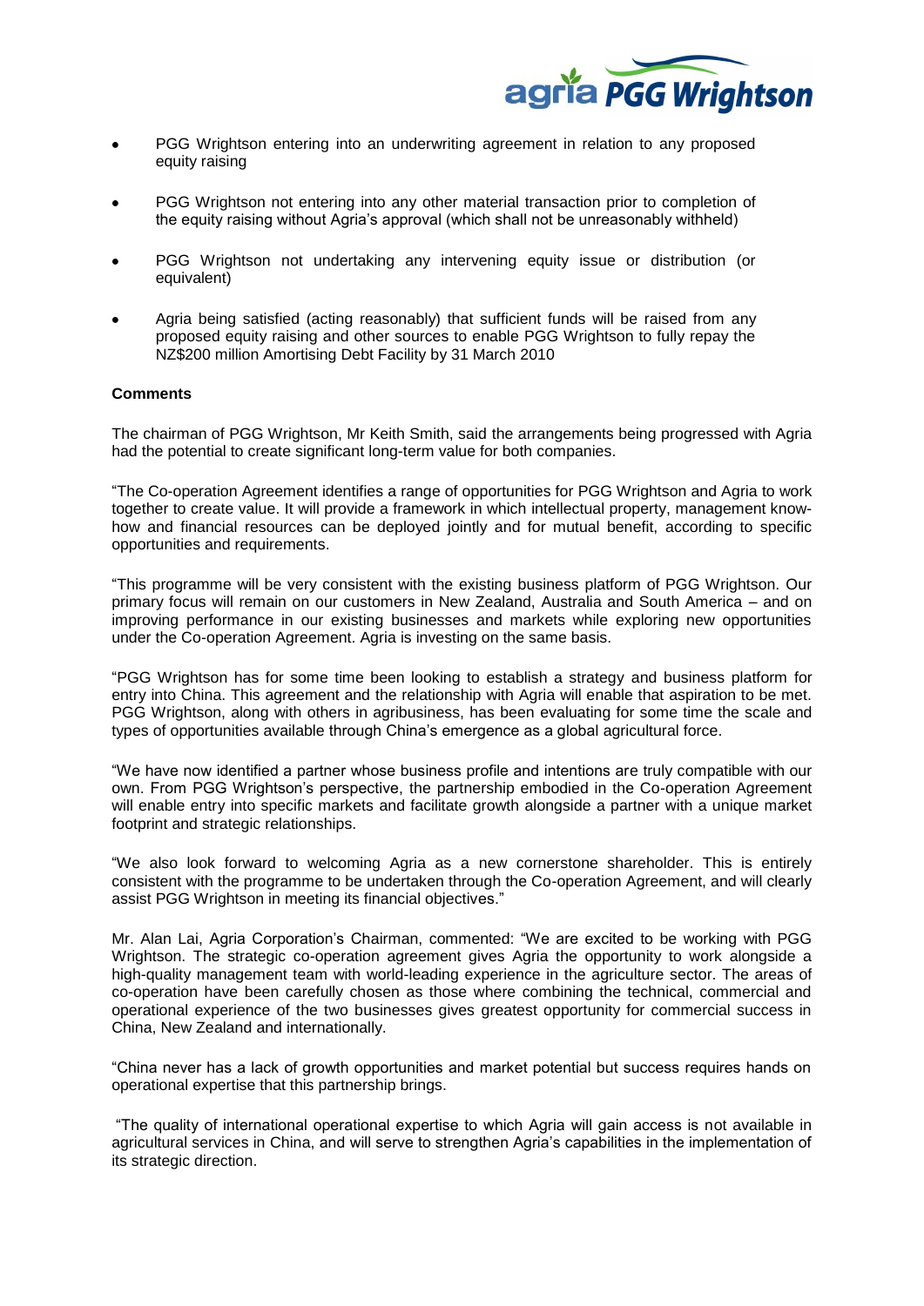- PGG Wrightson entering into an underwriting agreement in relation to any proposed equity raising
- PGG Wrightson not entering into any other material transaction prior to completion of the equity raising without Agria's approval (which shall not be unreasonably withheld)
- PGG Wrightson not undertaking any intervening equity issue or distribution (or equivalent)
- Agria being satisfied (acting reasonably) that sufficient funds will be raised from any proposed equity raising and other sources to enable PGG Wrightson to fully repay the NZ$200 million Amortising Debt Facility by 31 March 2010

**Comments**

The chairman of PGG Wrightson, Mr Keith Smith, said the arrangements being progressed with Agria had the potential to create significant long-term value for both companies.

"The Co-operation Agreement identifies a range of opportunities for PGG Wrightson and Agria to work together to create value. It will provide a framework in which intellectual property, management know-how and financial resources can be deployed jointly and for mutual benefit, according to specific opportunities and requirements.

"This programme will be very consistent with the existing business platform of PGG Wrightson. Our primary focus will remain on our customers in New Zealand, Australia and South America – and on improving performance in our existing businesses and markets while exploring new opportunities under the Co-operation Agreement. Agria is investing on the same basis.

"PGG Wrightson has for some time been looking to establish a strategy and business platform for entry into China. This agreement and the relationship with Agria will enable that aspiration to be met. PGG Wrightson, along with others in agribusiness, has been evaluating for some time the scale and types of opportunities available through China's emergence as a global agricultural force.

"We have now identified a partner whose business profile and intentions are truly compatible with our own. From PGG Wrightson's perspective, the partnership embodied in the Co-operation Agreement will enable entry into specific markets and facilitate growth alongside a partner with a unique market footprint and strategic relationships.

"We also look forward to welcoming Agria as a new cornerstone shareholder. This is entirely consistent with the programme to be undertaken through the Co-operation Agreement, and will clearly assist PGG Wrightson in meeting its financial objectives."

Mr. Alan Lai, Agria Corporation's Chairman, commented: "We are excited to be working with PGG Wrightson. The strategic co-operation agreement gives Agria the opportunity to work alongside a high-quality management team with world-leading experience in the agriculture sector. The areas of co-operation have been carefully chosen as those where combining the technical, commercial and operational experience of the two businesses gives greatest opportunity for commercial success in China, New Zealand and internationally.

"China never has a lack of growth opportunities and market potential but success requires hands on operational expertise that this partnership brings.

"The quality of international operational expertise to which Agria will gain access is not available in agricultural services in China, and will serve to strengthen Agria's capabilities in the implementation of its strategic direction.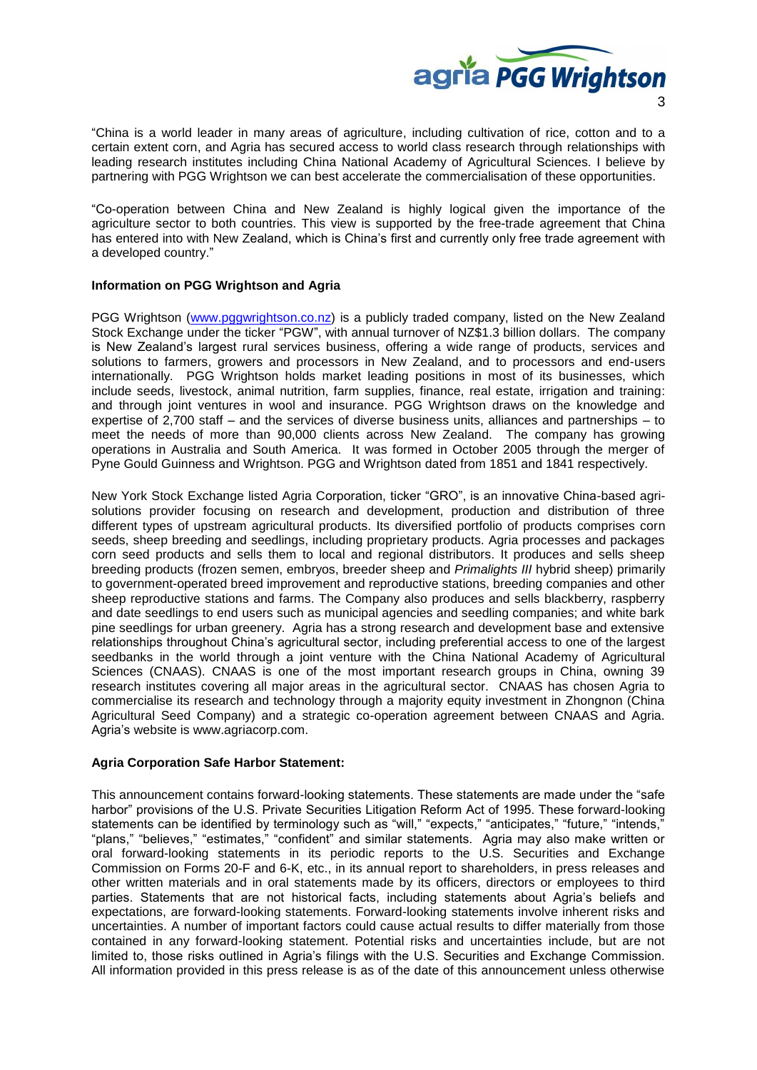"China is a world leader in many areas of agriculture, including cultivation of rice, cotton and to a certain extent corn, and Agria has secured access to world class research through relationships with leading research institutes including China National Academy of Agricultural Sciences. I believe by partnering with PGG Wrightson we can best accelerate the commercialisation of these opportunities.

"Co-operation between China and New Zealand is highly logical given the importance of the agriculture sector to both countries. This view is supported by the free-trade agreement that China has entered into with New Zealand, which is China's first and currently only free trade agreement with a developed country."

**Information on PGG Wrightson and Agria**

PGG Wrightson (www.pggwrightson.co.nz) is a publicly traded company, listed on the New Zealand Stock Exchange under the ticker "PGW", with annual turnover of NZ$1.3 billion dollars. The company is New Zealand's largest rural services business, offering a wide range of products, services and solutions to farmers, growers and processors in New Zealand, and to processors and end-users internationally. PGG Wrightson holds market leading positions in most of its businesses, which include seeds, livestock, animal nutrition, farm supplies, finance, real estate, irrigation and training: and through joint ventures in wool and insurance. PGG Wrightson draws on the knowledge and expertise of 2,700 staff – and the services of diverse business units, alliances and partnerships – to meet the needs of more than 90,000 clients across New Zealand. The company has growing operations in Australia and South America. It was formed in October 2005 through the merger of Pyne Gould Guinness and Wrightson. PGG and Wrightson dated from 1851 and 1841 respectively.

New York Stock Exchange listed Agria Corporation, ticker "GRO", is an innovative China-based agri-solutions provider focusing on research and development, production and distribution of three different types of upstream agricultural products. Its diversified portfolio of products comprises corn seeds, sheep breeding and seedlings, including proprietary products. Agria processes and packages corn seed products and sells them to local and regional distributors. It produces and sells sheep breeding products (frozen semen, embryos, breeder sheep and *Primalights III* hybrid sheep) primarily to government-operated breed improvement and reproductive stations, breeding companies and other sheep reproductive stations and farms. The Company also produces and sells blackberry, raspberry and date seedlings to end users such as municipal agencies and seedling companies; and white bark pine seedlings for urban greenery. Agria has a strong research and development base and extensive relationships throughout China's agricultural sector, including preferential access to one of the largest seedbanks in the world through a joint venture with the China National Academy of Agricultural Sciences (CNAAS). CNAAS is one of the most important research groups in China, owning 39 research institutes covering all major areas in the agricultural sector. CNAAS has chosen Agria to commercialise its research and technology through a majority equity investment in Zhongnon (China Agricultural Seed Company) and a strategic co-operation agreement between CNAAS and Agria. Agria's website is www.agriacorp.com.

**Agria Corporation Safe Harbor Statement:**

This announcement contains forward-looking statements. These statements are made under the "safe harbor" provisions of the U.S. Private Securities Litigation Reform Act of 1995. These forward-looking statements can be identified by terminology such as "will," "expects," "anticipates," "future," "intends," "plans," "believes," "estimates," "confident" and similar statements. Agria may also make written or oral forward-looking statements in its periodic reports to the U.S. Securities and Exchange Commission on Forms 20-F and 6-K, etc., in its annual report to shareholders, in press releases and other written materials and in oral statements made by its officers, directors or employees to third parties. Statements that are not historical facts, including statements about Agria's beliefs and expectations, are forward-looking statements. Forward-looking statements involve inherent risks and uncertainties. A number of important factors could cause actual results to differ materially from those contained in any forward-looking statement. Potential risks and uncertainties include, but are not limited to, those risks outlined in Agria's filings with the U.S. Securities and Exchange Commission. All information provided in this press release is as of the date of this announcement unless otherwise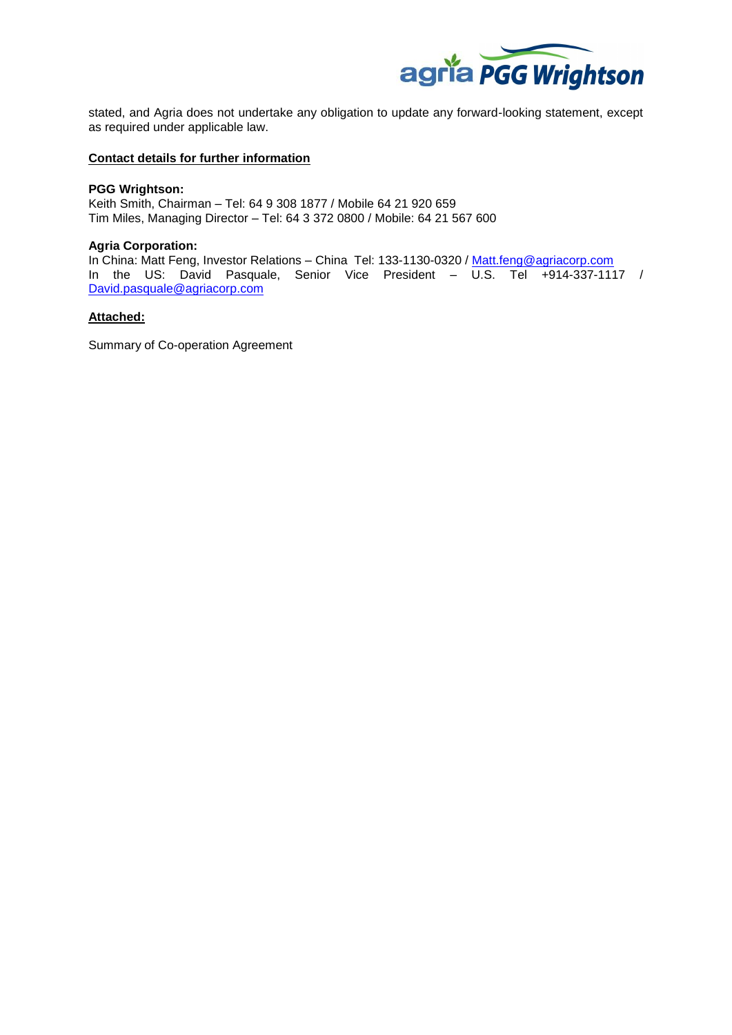stated, and Agria does not undertake any obligation to update any forward-looking statement, except as required under applicable law.

**Contact details for further information**

**PGG Wrightson:**
Keith Smith, Chairman – Tel: 64 9 308 1877 / Mobile 64 21 920 659
Tim Miles, Managing Director – Tel: 64 3 372 0800 / Mobile: 64 21 567 600

**Agria Corporation:**
In China: Matt Feng, Investor Relations – China Tel: 133-1130-0320 / Matt.feng@agriacorp.com
In the US: David Pasquale, Senior Vice President – U.S. Tel +914-337-1117 / David.pasquale@agriacorp.com

**Attached:**

Summary of Co-operation Agreement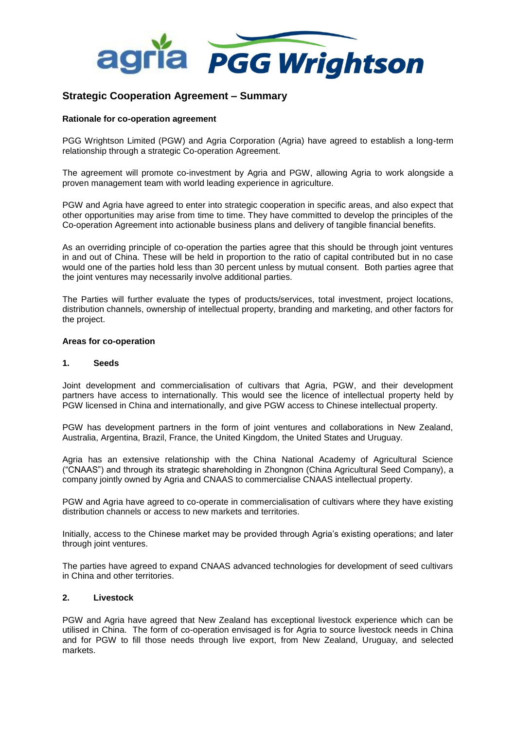## Strategic Cooperation Agreement – Summary

**Rationale for co-operation agreement**

PGG Wrightson Limited (PGW) and Agria Corporation (Agria) have agreed to establish a long-term relationship through a strategic Co-operation Agreement.

The agreement will promote co-investment by Agria and PGW, allowing Agria to work alongside a proven management team with world leading experience in agriculture.

PGW and Agria have agreed to enter into strategic cooperation in specific areas, and also expect that other opportunities may arise from time to time. They have committed to develop the principles of the Co-operation Agreement into actionable business plans and delivery of tangible financial benefits.

As an overriding principle of co-operation the parties agree that this should be through joint ventures in and out of China. These will be held in proportion to the ratio of capital contributed but in no case would one of the parties hold less than 30 percent unless by mutual consent. Both parties agree that the joint ventures may necessarily involve additional parties.

The Parties will further evaluate the types of products/services, total investment, project locations, distribution channels, ownership of intellectual property, branding and marketing, and other factors for the project.

**Areas for co-operation**

**1. Seeds**

Joint development and commercialisation of cultivars that Agria, PGW, and their development partners have access to internationally. This would see the licence of intellectual property held by PGW licensed in China and internationally, and give PGW access to Chinese intellectual property.

PGW has development partners in the form of joint ventures and collaborations in New Zealand, Australia, Argentina, Brazil, France, the United Kingdom, the United States and Uruguay.

Agria has an extensive relationship with the China National Academy of Agricultural Science ("CNAAS") and through its strategic shareholding in Zhongnon (China Agricultural Seed Company), a company jointly owned by Agria and CNAAS to commercialise CNAAS intellectual property.

PGW and Agria have agreed to co-operate in commercialisation of cultivars where they have existing distribution channels or access to new markets and territories.

Initially, access to the Chinese market may be provided through Agria's existing operations; and later through joint ventures.

The parties have agreed to expand CNAAS advanced technologies for development of seed cultivars in China and other territories.

**2. Livestock**

PGW and Agria have agreed that New Zealand has exceptional livestock experience which can be utilised in China. The form of co-operation envisaged is for Agria to source livestock needs in China and for PGW to fill those needs through live export, from New Zealand, Uruguay, and selected markets.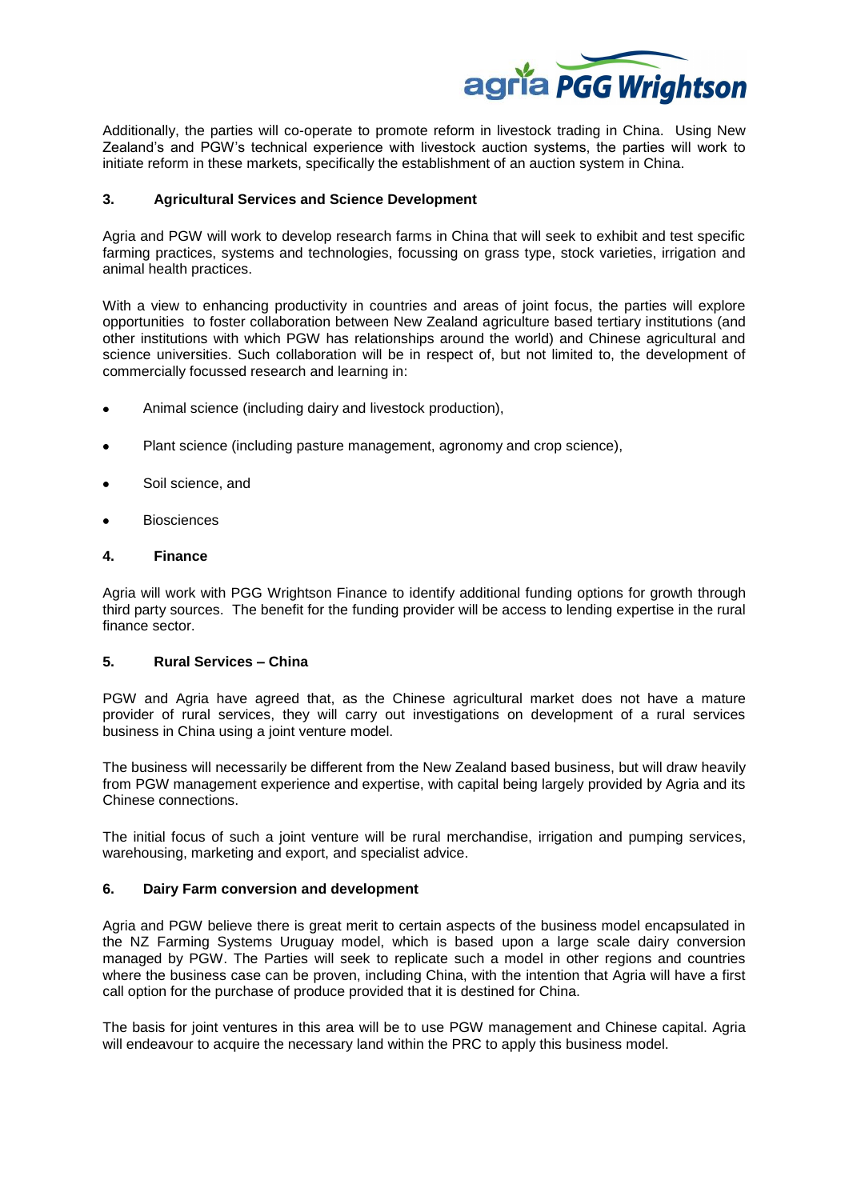Additionally, the parties will co-operate to promote reform in livestock trading in China. Using New Zealand's and PGW's technical experience with livestock auction systems, the parties will work to initiate reform in these markets, specifically the establishment of an auction system in China.

### 3. Agricultural Services and Science Development

Agria and PGW will work to develop research farms in China that will seek to exhibit and test specific farming practices, systems and technologies, focussing on grass type, stock varieties, irrigation and animal health practices.

With a view to enhancing productivity in countries and areas of joint focus, the parties will explore opportunities to foster collaboration between New Zealand agriculture based tertiary institutions (and other institutions with which PGW has relationships around the world) and Chinese agricultural and science universities. Such collaboration will be in respect of, but not limited to, the development of commercially focussed research and learning in:

- Animal science (including dairy and livestock production),
- Plant science (including pasture management, agronomy and crop science),
- Soil science, and
- Biosciences

### 4. Finance

Agria will work with PGG Wrightson Finance to identify additional funding options for growth through third party sources. The benefit for the funding provider will be access to lending expertise in the rural finance sector.

### 5. Rural Services – China

PGW and Agria have agreed that, as the Chinese agricultural market does not have a mature provider of rural services, they will carry out investigations on development of a rural services business in China using a joint venture model.

The business will necessarily be different from the New Zealand based business, but will draw heavily from PGW management experience and expertise, with capital being largely provided by Agria and its Chinese connections.

The initial focus of such a joint venture will be rural merchandise, irrigation and pumping services, warehousing, marketing and export, and specialist advice.

### 6. Dairy Farm conversion and development

Agria and PGW believe there is great merit to certain aspects of the business model encapsulated in the NZ Farming Systems Uruguay model, which is based upon a large scale dairy conversion managed by PGW. The Parties will seek to replicate such a model in other regions and countries where the business case can be proven, including China, with the intention that Agria will have a first call option for the purchase of produce provided that it is destined for China.

The basis for joint ventures in this area will be to use PGW management and Chinese capital. Agria will endeavour to acquire the necessary land within the PRC to apply this business model.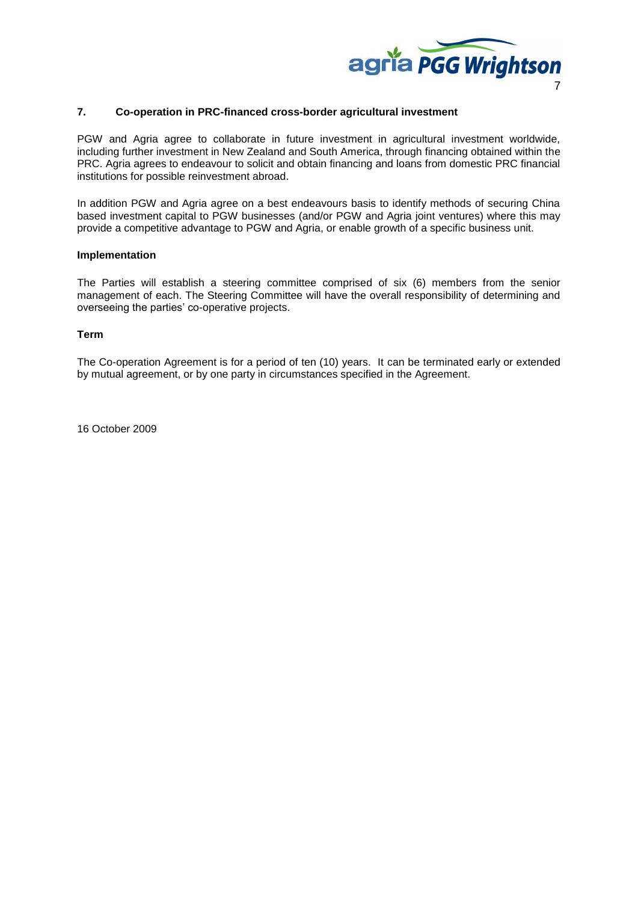## 7. Co-operation in PRC-financed cross-border agricultural investment

PGW and Agria agree to collaborate in future investment in agricultural investment worldwide, including further investment in New Zealand and South America, through financing obtained within the PRC. Agria agrees to endeavour to solicit and obtain financing and loans from domestic PRC financial institutions for possible reinvestment abroad.

In addition PGW and Agria agree on a best endeavours basis to identify methods of securing China based investment capital to PGW businesses (and/or PGW and Agria joint ventures) where this may provide a competitive advantage to PGW and Agria, or enable growth of a specific business unit.

### Implementation

The Parties will establish a steering committee comprised of six (6) members from the senior management of each. The Steering Committee will have the overall responsibility of determining and overseeing the parties' co-operative projects.

### Term

The Co-operation Agreement is for a period of ten (10) years. It can be terminated early or extended by mutual agreement, or by one party in circumstances specified in the Agreement.

16 October 2009